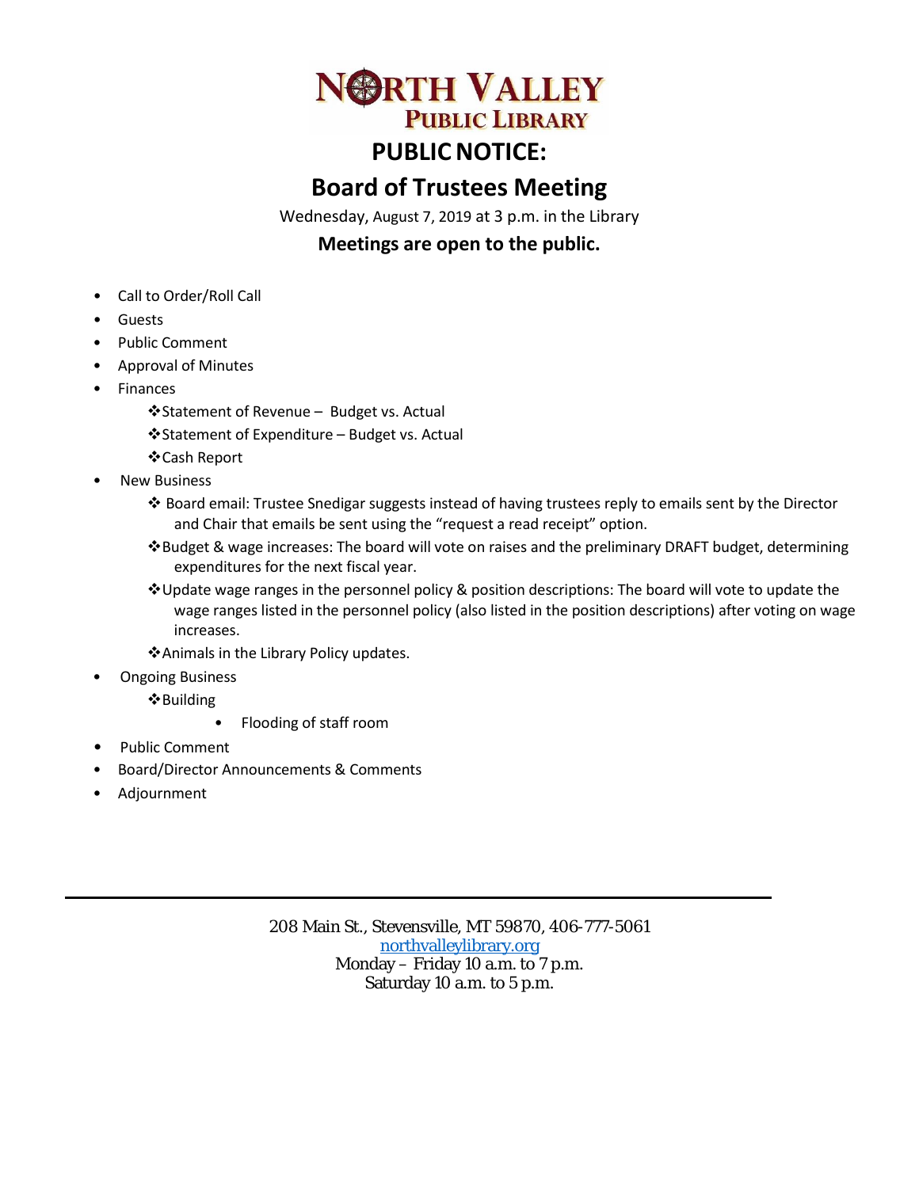# NORTH VALLEY PUBLIC LIBRARY

## PUBLIC NOTICE:

## Board of Trustees Meeting

Wednesday, August 7, 2019 at 3 p.m. in the Library

**Meetings are open to the public.**

- Call to Order/Roll Call
- Guests
- Public Comment
- Approval of Minutes
- Finances
  - ❖Statement of Revenue – Budget vs. Actual
  - ❖Statement of Expenditure – Budget vs. Actual
  - ❖Cash Report
- New Business
  - ❖ Board email: Trustee Snedigar suggests instead of having trustees reply to emails sent by the Director and Chair that emails be sent using the "request a read receipt" option.
  - ❖Budget & wage increases: The board will vote on raises and the preliminary DRAFT budget, determining expenditures for the next fiscal year.
  - ❖Update wage ranges in the personnel policy & position descriptions: The board will vote to update the wage ranges listed in the personnel policy (also listed in the position descriptions) after voting on wage increases.
  - ❖Animals in the Library Policy updates.
- Ongoing Business
  - ❖Building
    - Flooding of staff room
- Public Comment
- Board/Director Announcements & Comments
- Adjournment

---

208 Main St., Stevensville, MT 59870, 406-777-5061
northvalleylibrary.org
Monday – Friday 10 a.m. to 7 p.m.
Saturday 10 a.m. to 5 p.m.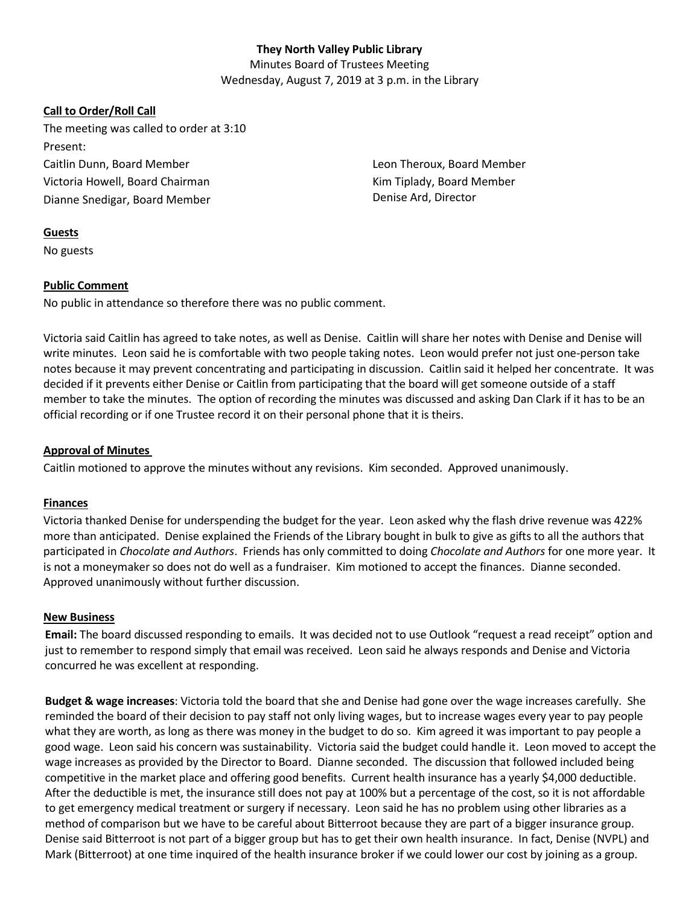**They North Valley Public Library**

Minutes Board of Trustees Meeting

Wednesday, August 7, 2019 at 3 p.m. in the Library

**Call to Order/Roll Call**

The meeting was called to order at 3:10

Present:

Caitlin Dunn, Board Member

Victoria Howell, Board Chairman

Dianne Snedigar, Board Member

Leon Theroux, Board Member

Kim Tiplady, Board Member

Denise Ard, Director

**Guests**

No guests

**Public Comment**

No public in attendance so therefore there was no public comment.

Victoria said Caitlin has agreed to take notes, as well as Denise. Caitlin will share her notes with Denise and Denise will write minutes. Leon said he is comfortable with two people taking notes. Leon would prefer not just one-person take notes because it may prevent concentrating and participating in discussion. Caitlin said it helped her concentrate. It was decided if it prevents either Denise or Caitlin from participating that the board will get someone outside of a staff member to take the minutes. The option of recording the minutes was discussed and asking Dan Clark if it has to be an official recording or if one Trustee record it on their personal phone that it is theirs.

**Approval of Minutes**

Caitlin motioned to approve the minutes without any revisions. Kim seconded. Approved unanimously.

**Finances**

Victoria thanked Denise for underspending the budget for the year. Leon asked why the flash drive revenue was 422% more than anticipated. Denise explained the Friends of the Library bought in bulk to give as gifts to all the authors that participated in *Chocolate and Authors*. Friends has only committed to doing *Chocolate and Authors* for one more year. It is not a moneymaker so does not do well as a fundraiser. Kim motioned to accept the finances. Dianne seconded. Approved unanimously without further discussion.

**New Business**

**Email:** The board discussed responding to emails. It was decided not to use Outlook "request a read receipt" option and just to remember to respond simply that email was received. Leon said he always responds and Denise and Victoria concurred he was excellent at responding.

**Budget & wage increases**: Victoria told the board that she and Denise had gone over the wage increases carefully. She reminded the board of their decision to pay staff not only living wages, but to increase wages every year to pay people what they are worth, as long as there was money in the budget to do so. Kim agreed it was important to pay people a good wage. Leon said his concern was sustainability. Victoria said the budget could handle it. Leon moved to accept the wage increases as provided by the Director to Board. Dianne seconded. The discussion that followed included being competitive in the market place and offering good benefits. Current health insurance has a yearly $4,000 deductible. After the deductible is met, the insurance still does not pay at 100% but a percentage of the cost, so it is not affordable to get emergency medical treatment or surgery if necessary. Leon said he has no problem using other libraries as a method of comparison but we have to be careful about Bitterroot because they are part of a bigger insurance group. Denise said Bitterroot is not part of a bigger group but has to get their own health insurance. In fact, Denise (NVPL) and Mark (Bitterroot) at one time inquired of the health insurance broker if we could lower our cost by joining as a group.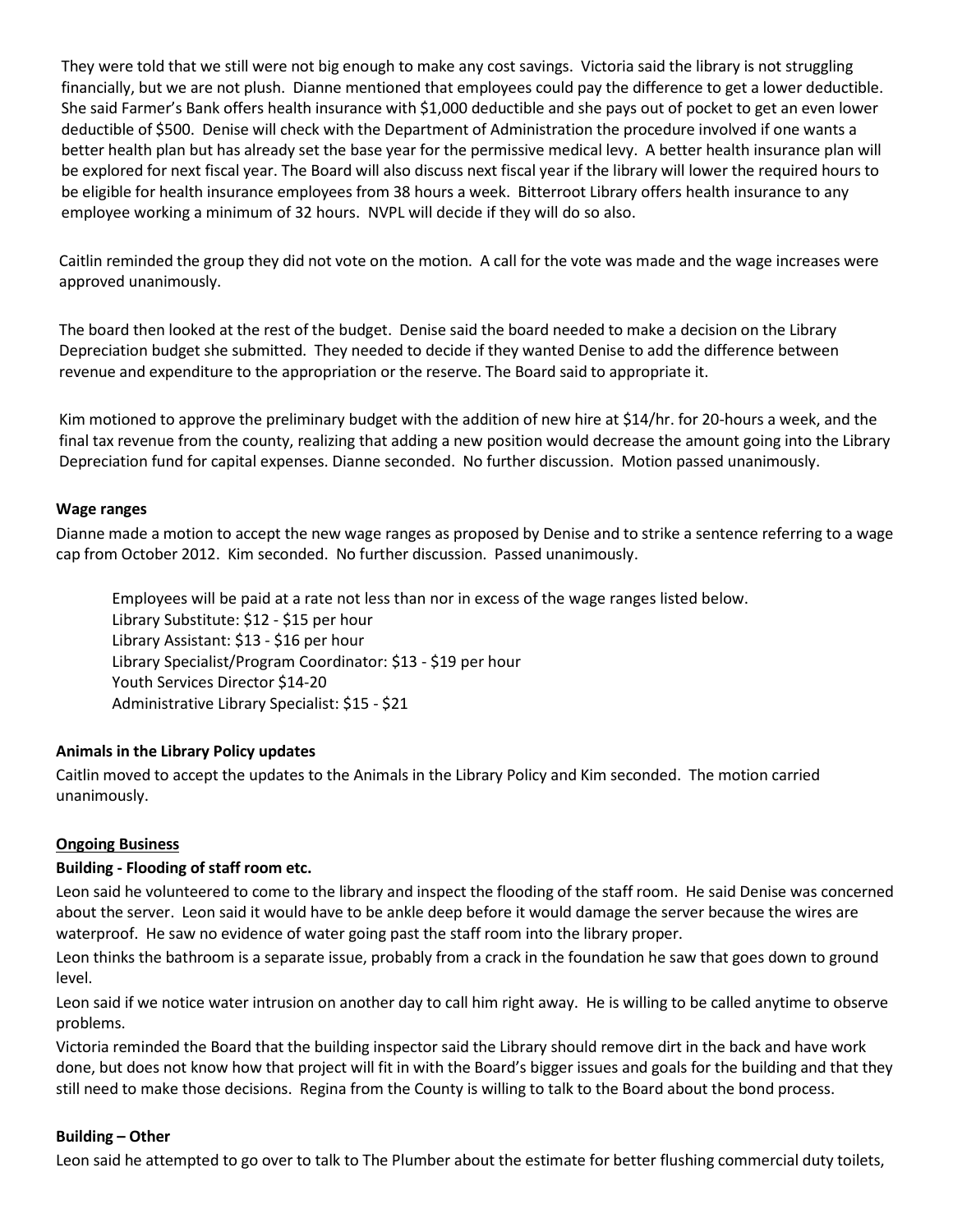They were told that we still were not big enough to make any cost savings. Victoria said the library is not struggling financially, but we are not plush. Dianne mentioned that employees could pay the difference to get a lower deductible. She said Farmer's Bank offers health insurance with $1,000 deductible and she pays out of pocket to get an even lower deductible of $500. Denise will check with the Department of Administration the procedure involved if one wants a better health plan but has already set the base year for the permissive medical levy. A better health insurance plan will be explored for next fiscal year. The Board will also discuss next fiscal year if the library will lower the required hours to be eligible for health insurance employees from 38 hours a week. Bitterroot Library offers health insurance to any employee working a minimum of 32 hours. NVPL will decide if they will do so also.

Caitlin reminded the group they did not vote on the motion. A call for the vote was made and the wage increases were approved unanimously.

The board then looked at the rest of the budget. Denise said the board needed to make a decision on the Library Depreciation budget she submitted. They needed to decide if they wanted Denise to add the difference between revenue and expenditure to the appropriation or the reserve. The Board said to appropriate it.

Kim motioned to approve the preliminary budget with the addition of new hire at $14/hr. for 20-hours a week, and the final tax revenue from the county, realizing that adding a new position would decrease the amount going into the Library Depreciation fund for capital expenses. Dianne seconded. No further discussion. Motion passed unanimously.

**Wage ranges**

Dianne made a motion to accept the new wage ranges as proposed by Denise and to strike a sentence referring to a wage cap from October 2012. Kim seconded. No further discussion. Passed unanimously.

> Employees will be paid at a rate not less than nor in excess of the wage ranges listed below.
> Library Substitute: $12 - $15 per hour
> Library Assistant: $13 - $16 per hour
> Library Specialist/Program Coordinator: $13 - $19 per hour
> Youth Services Director $14-20
> Administrative Library Specialist: $15 - $21

**Animals in the Library Policy updates**

Caitlin moved to accept the updates to the Animals in the Library Policy and Kim seconded. The motion carried unanimously.

**Ongoing Business**

**Building - Flooding of staff room etc.**

Leon said he volunteered to come to the library and inspect the flooding of the staff room. He said Denise was concerned about the server. Leon said it would have to be ankle deep before it would damage the server because the wires are waterproof. He saw no evidence of water going past the staff room into the library proper.

Leon thinks the bathroom is a separate issue, probably from a crack in the foundation he saw that goes down to ground level.

Leon said if we notice water intrusion on another day to call him right away. He is willing to be called anytime to observe problems.

Victoria reminded the Board that the building inspector said the Library should remove dirt in the back and have work done, but does not know how that project will fit in with the Board's bigger issues and goals for the building and that they still need to make those decisions. Regina from the County is willing to talk to the Board about the bond process.

**Building – Other**

Leon said he attempted to go over to talk to The Plumber about the estimate for better flushing commercial duty toilets,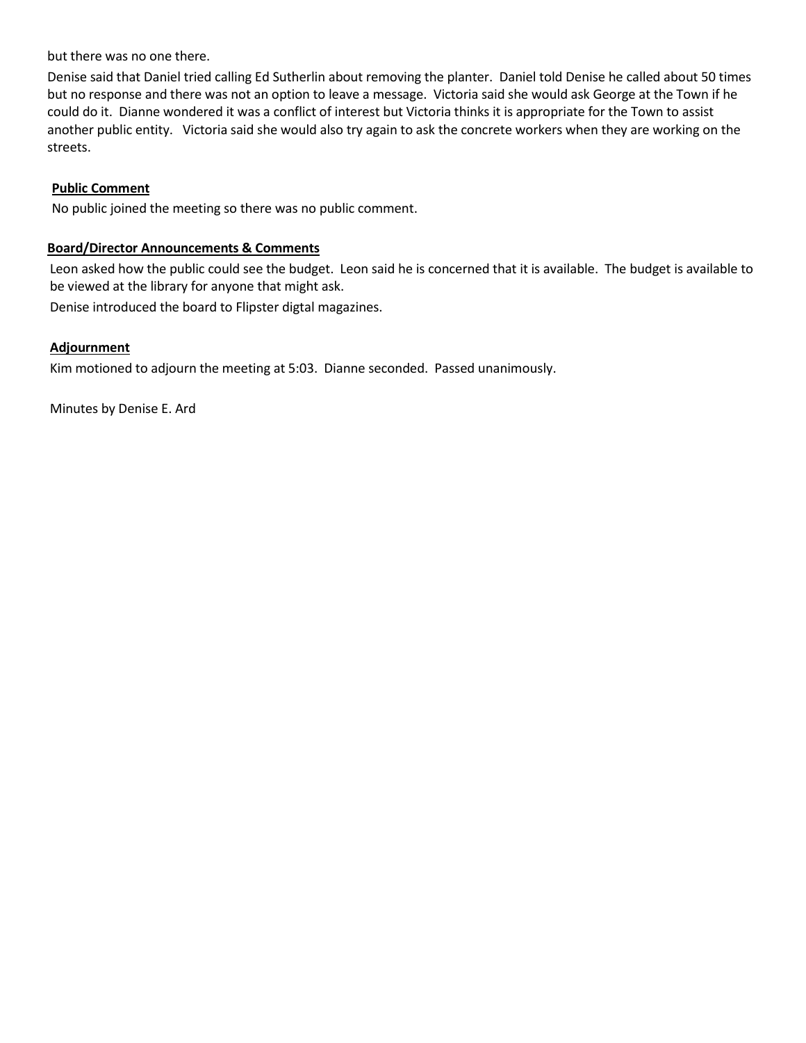but there was no one there.

Denise said that Daniel tried calling Ed Sutherlin about removing the planter. Daniel told Denise he called about 50 times but no response and there was not an option to leave a message. Victoria said she would ask George at the Town if he could do it. Dianne wondered it was a conflict of interest but Victoria thinks it is appropriate for the Town to assist another public entity. Victoria said she would also try again to ask the concrete workers when they are working on the streets.

**Public Comment**

No public joined the meeting so there was no public comment.

**Board/Director Announcements & Comments**

Leon asked how the public could see the budget. Leon said he is concerned that it is available. The budget is available to be viewed at the library for anyone that might ask.

Denise introduced the board to Flipster digtal magazines.

**Adjournment**

Kim motioned to adjourn the meeting at 5:03. Dianne seconded. Passed unanimously.

Minutes by Denise E. Ard